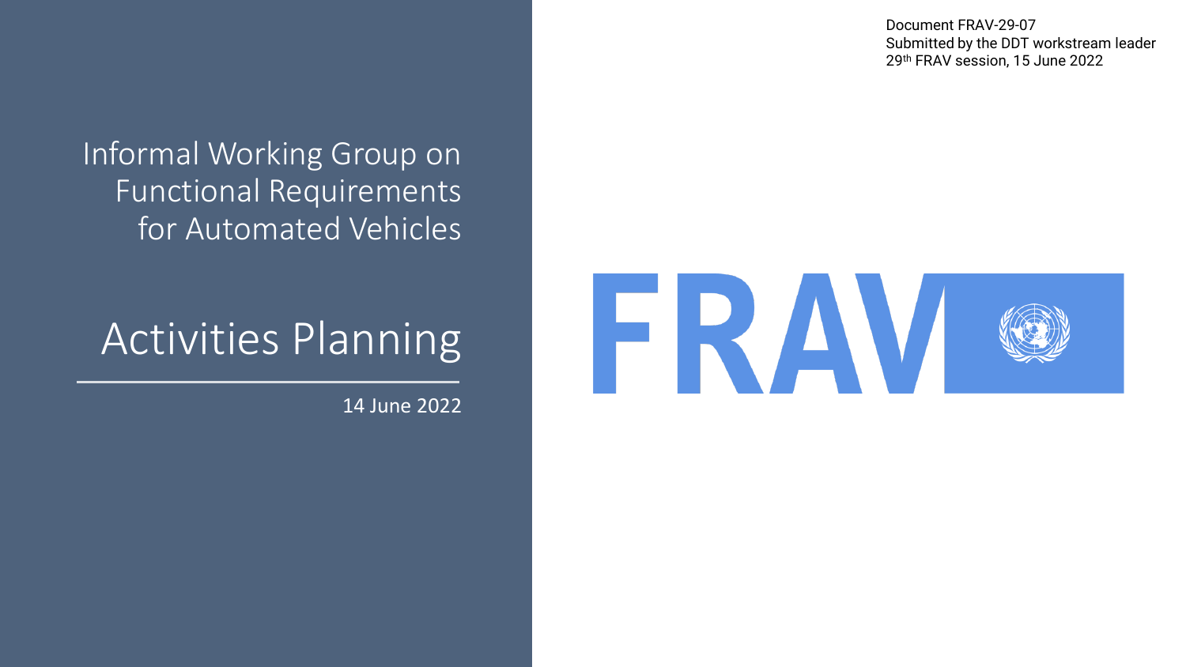Document FRAV-29-07
Submitted by the DDT workstream leader
29th FRAV session, 15 June 2022

Informal Working Group on Functional Requirements for Automated Vehicles

# Activities Planning

14 June 2022

FRAV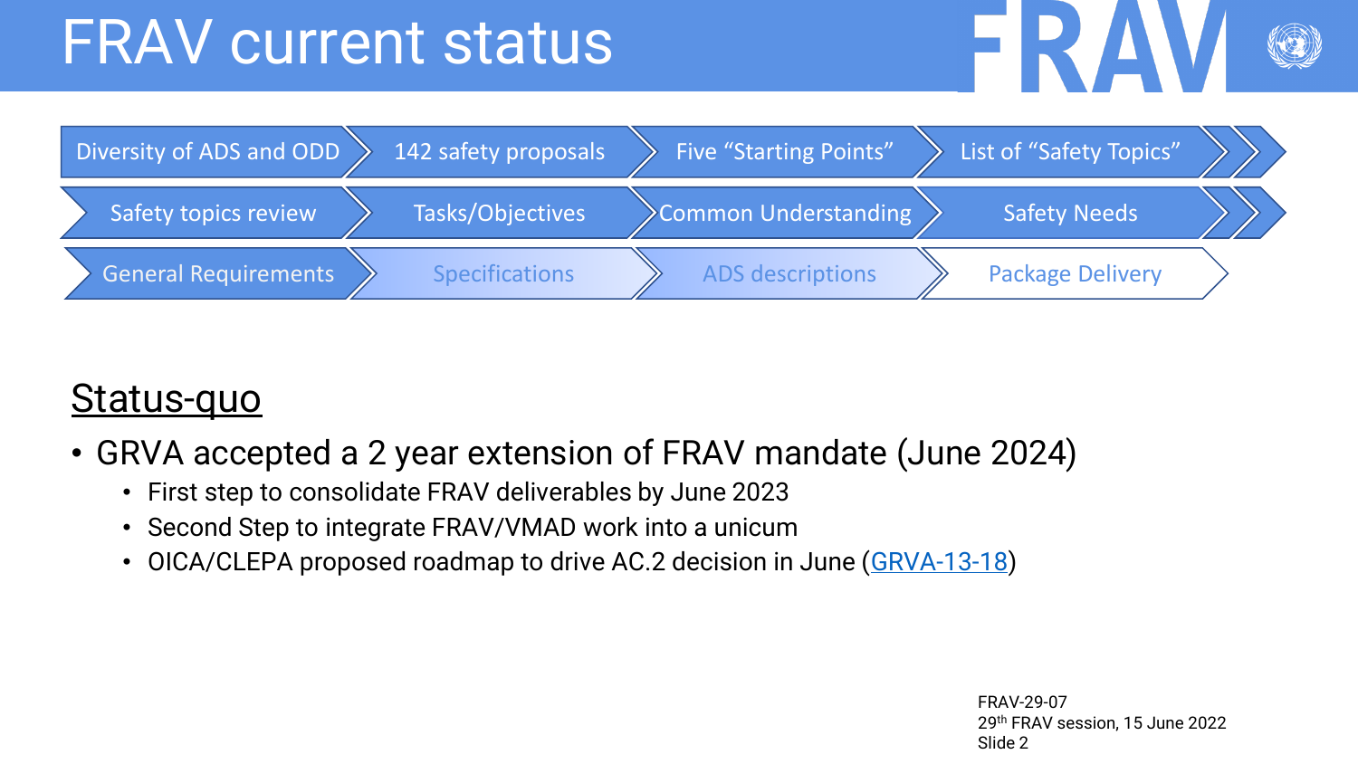# FRAV current status

Diversity of ADS and ODD → 142 safety proposals → Five “Starting Points” → List of “Safety Topics”

Safety topics review → Tasks/Objectives → Common Understanding → Safety Needs

General Requirements → Specifications → ADS descriptions → Package Delivery

## Status-quo

- GRVA accepted a 2 year extension of FRAV mandate (June 2024)
  - First step to consolidate FRAV deliverables by June 2023
  - Second Step to integrate FRAV/VMAD work into a unicum
  - OICA/CLEPA proposed roadmap to drive AC.2 decision in June (GRVA-13-18)

FRAV-29-07
29th FRAV session, 15 June 2022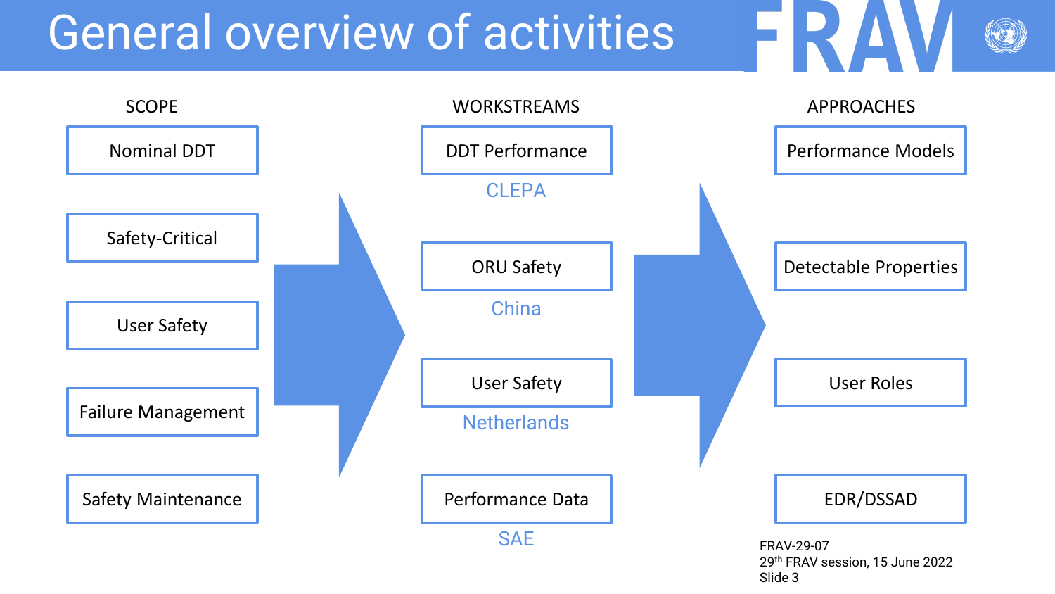# General overview of activities

FRAV

| SCOPE | WORKSTREAMS | APPROACHES |
| --- | --- | --- |
| Nominal DDT | DDT Performance (CLEPA) | Performance Models |
| Safety-Critical | ORU Safety (China) | Detectable Properties |
| User Safety | User Safety (Netherlands) | User Roles |
| Failure Management | Performance Data (SAE) | EDR/DSSAD |
| Safety Maintenance | | |

FRAV-29-07
29th FRAV session, 15 June 2022
Slide 3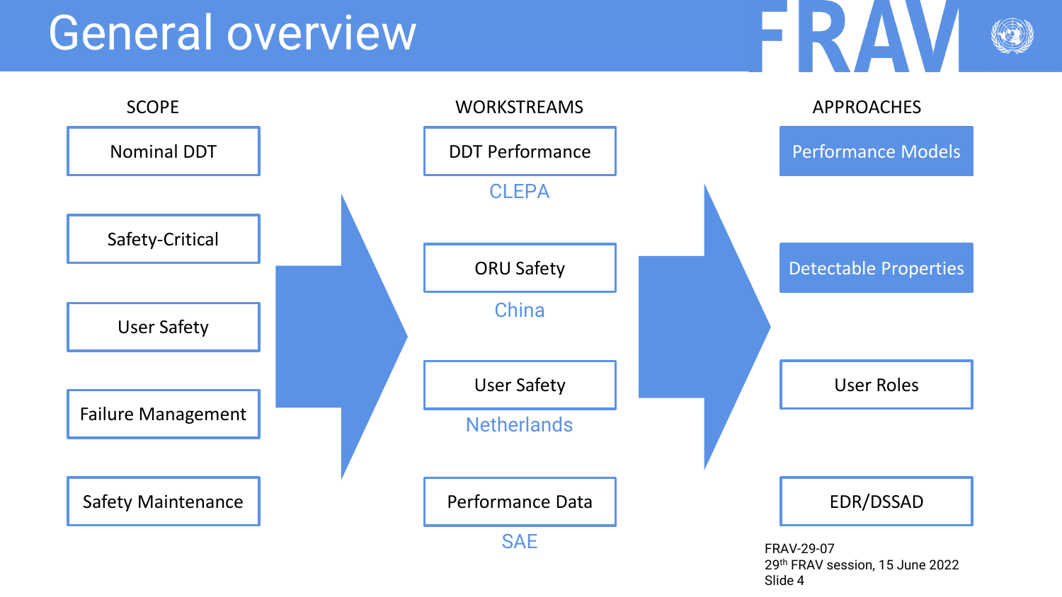# General overview

| SCOPE | WORKSTREAMS | APPROACHES |
|---|---|---|
| Nominal DDT | DDT Performance (CLEPA) | Performance Models |
| Safety-Critical | ORU Safety (China) | Detectable Properties |
| User Safety | User Safety (Netherlands) | User Roles |
| Failure Management | Performance Data (SAE) | EDR/DSSAD |
| Safety Maintenance | | |

FRAV-29-07
29th FRAV session, 15 June 2022
Slide 4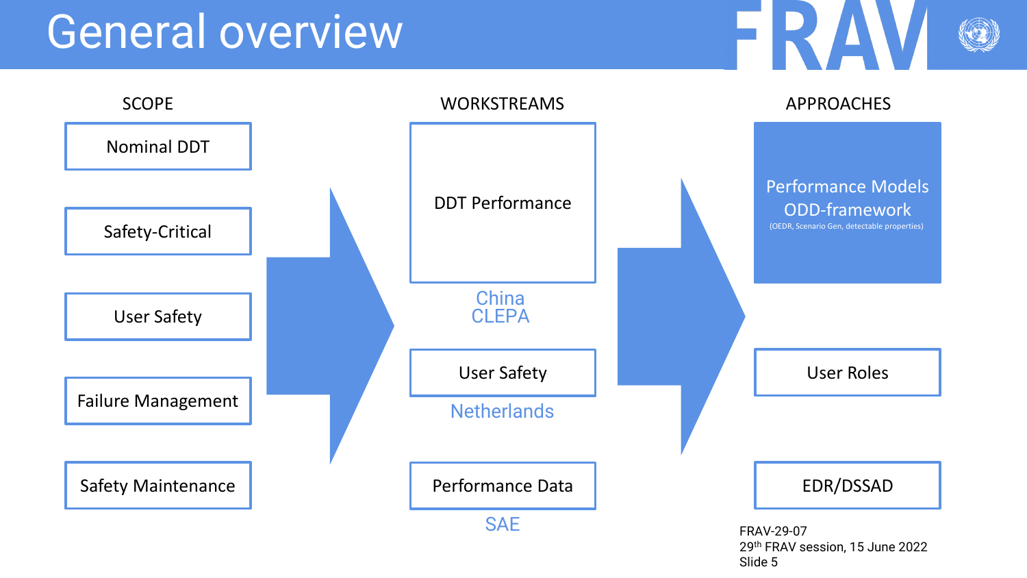# General overview

FRAV

| SCOPE | WORKSTREAMS | APPROACHES |
| --- | --- | --- |
| Nominal DDT | DDT Performance (China, CLEPA) | Performance Models, ODD-framework (OEDR, Scenario Gen, detectable properties) |
| Safety-Critical | | |
| User Safety | User Safety (Netherlands) | User Roles |
| Failure Management | | |
| Safety Maintenance | Performance Data (SAE) | EDR/DSSAD |

FRAV-29-07
29th FRAV session, 15 June 2022
Slide 5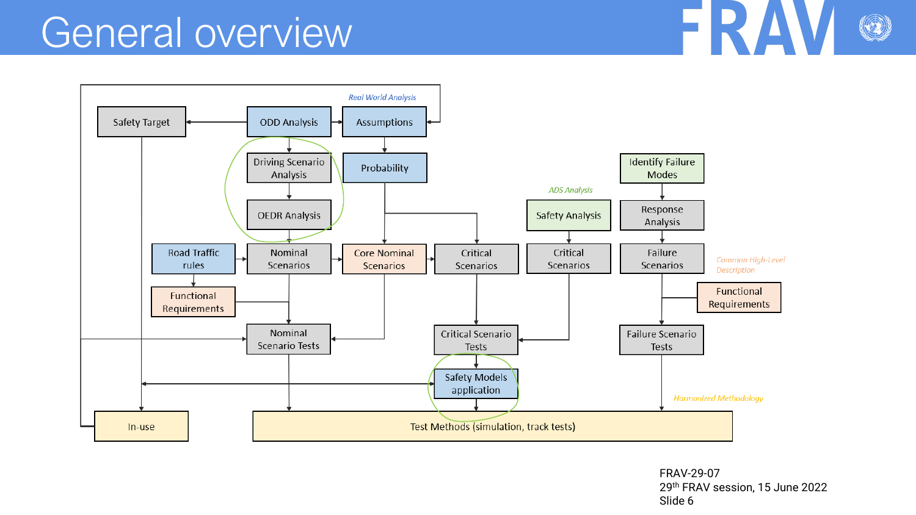# General overview

Real World Analysis

Safety Target

ODD Analysis

Assumptions

Driving Scenario Analysis

Probability

Identify Failure Modes

ADS Analysis

OEDR Analysis

Safety Analysis

Response Analysis

Road Traffic rules

Nominal Scenarios

Core Nominal Scenarios

Critical Scenarios

Critical Scenarios

Failure Scenarios

Common High-Level Description

Functional Requirements

Functional Requirements

Nominal Scenario Tests

Critical Scenario Tests

Failure Scenario Tests

Safety Models application

Harmonized Methodology

In-use

Test Methods (simulation, track tests)

FRAV-29-07

29th FRAV session, 15 June 2022

Slide 6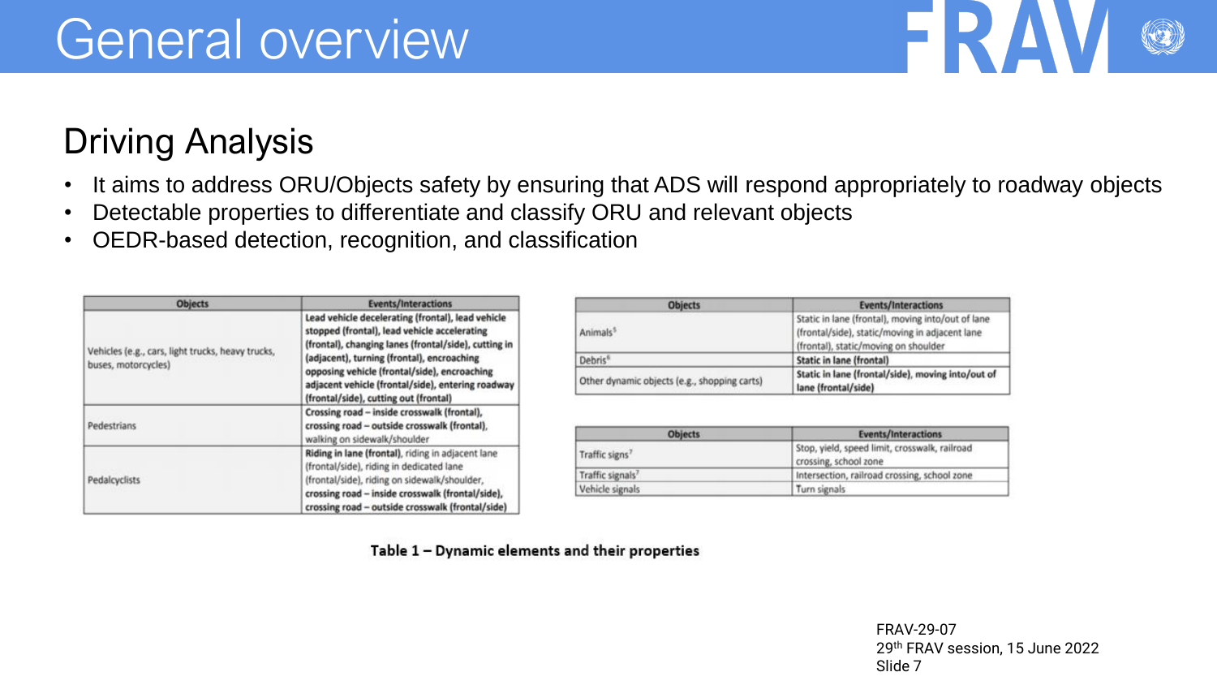# General overview

## Driving Analysis

- It aims to address ORU/Objects safety by ensuring that ADS will respond appropriately to roadway objects
- Detectable properties to differentiate and classify ORU and relevant objects
- OEDR-based detection, recognition, and classification

| Objects | Events/Interactions |
|---|---|
| Vehicles (e.g., cars, light trucks, heavy trucks, buses, motorcycles) | **Lead vehicle decelerating (frontal), lead vehicle stopped (frontal), lead vehicle accelerating (frontal), changing lanes (frontal/side), cutting in (adjacent), turning (frontal), encroaching opposing vehicle (frontal/side), encroaching adjacent vehicle (frontal/side), entering roadway (frontal/side), cutting out (frontal)** |
| Pedestrians | **Crossing road – inside crosswalk (frontal), crossing road – outside crosswalk (frontal),** walking on sidewalk/shoulder |
| Pedalcyclists | **Riding in lane (frontal),** riding in adjacent lane (frontal/side), riding in dedicated lane (frontal/side), riding on sidewalk/shoulder, **crossing road – inside crosswalk (frontal/side), crossing road – outside crosswalk (frontal/side)** |

| Objects | Events/Interactions |
|---|---|
| Animals[5] | Static in lane (frontal), moving into/out of lane (frontal/side), static/moving in adjacent lane (frontal), static/moving on shoulder |
| Debris[6] | **Static in lane (frontal)** |
| Other dynamic objects (e.g., shopping carts) | **Static in lane (frontal/side), moving into/out of lane (frontal/side)** |

| Objects | Events/Interactions |
|---|---|
| Traffic signs[7] | Stop, yield, speed limit, crosswalk, railroad crossing, school zone |
| Traffic signals[7] | Intersection, railroad crossing, school zone |
| Vehicle signals | Turn signals |

**Table 1 – Dynamic elements and their properties**

FRAV-29-07
29th FRAV session, 15 June 2022
Slide 7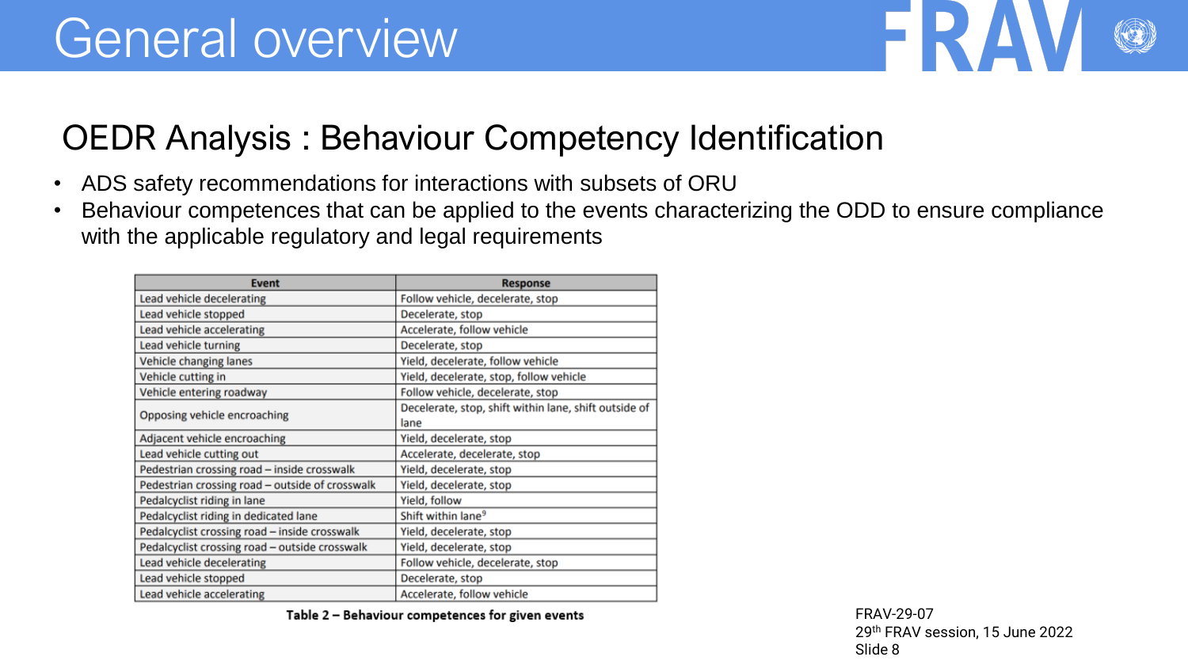# General overview

## OEDR Analysis : Behaviour Competency Identification

- ADS safety recommendations for interactions with subsets of ORU
- Behaviour competences that can be applied to the events characterizing the ODD to ensure compliance with the applicable regulatory and legal requirements

| Event | Response |
|---|---|
| Lead vehicle decelerating | Follow vehicle, decelerate, stop |
| Lead vehicle stopped | Decelerate, stop |
| Lead vehicle accelerating | Accelerate, follow vehicle |
| Lead vehicle turning | Decelerate, stop |
| Vehicle changing lanes | Yield, decelerate, follow vehicle |
| Vehicle cutting in | Yield, decelerate, stop, follow vehicle |
| Vehicle entering roadway | Follow vehicle, decelerate, stop |
| Opposing vehicle encroaching | Decelerate, stop, shift within lane, shift outside of lane |
| Adjacent vehicle encroaching | Yield, decelerate, stop |
| Lead vehicle cutting out | Accelerate, decelerate, stop |
| Pedestrian crossing road – inside crosswalk | Yield, decelerate, stop |
| Pedestrian crossing road – outside of crosswalk | Yield, decelerate, stop |
| Pedalcyclist riding in lane | Yield, follow |
| Pedalcyclist riding in dedicated lane | Shift within lane[9] |
| Pedalcyclist crossing road – inside crosswalk | Yield, decelerate, stop |
| Pedalcyclist crossing road – outside crosswalk | Yield, decelerate, stop |
| Lead vehicle decelerating | Follow vehicle, decelerate, stop |
| Lead vehicle stopped | Decelerate, stop |
| Lead vehicle accelerating | Accelerate, follow vehicle |

**Table 2 – Behaviour competences for given events**

FRAV-29-07
29th FRAV session, 15 June 2022
Slide 8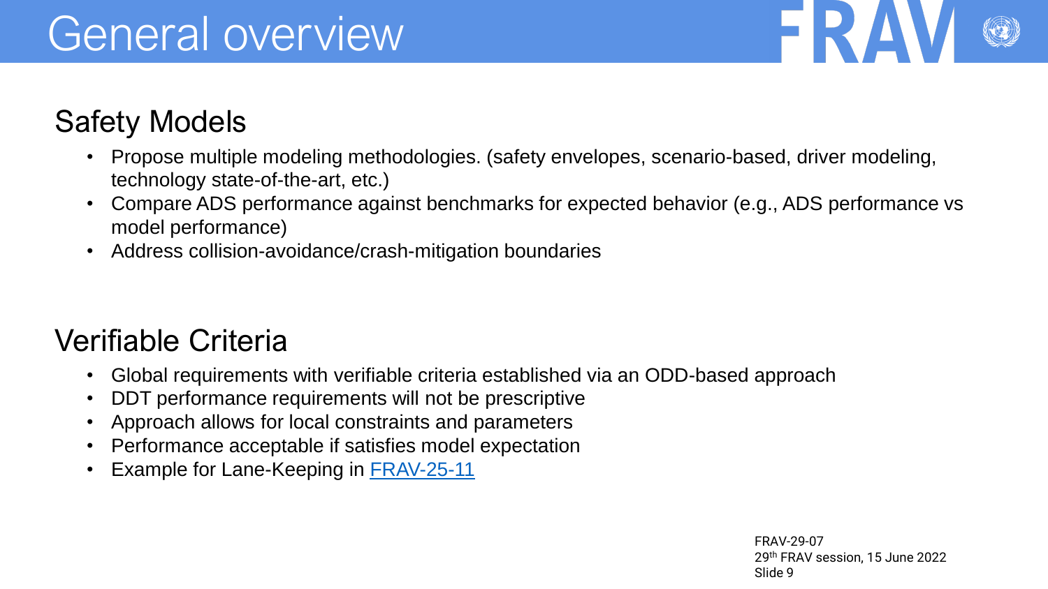# General overview

## Safety Models

- Propose multiple modeling methodologies. (safety envelopes, scenario-based, driver modeling, technology state-of-the-art, etc.)
- Compare ADS performance against benchmarks for expected behavior (e.g., ADS performance vs model performance)
- Address collision-avoidance/crash-mitigation boundaries

## Verifiable Criteria

- Global requirements with verifiable criteria established via an ODD-based approach
- DDT performance requirements will not be prescriptive
- Approach allows for local constraints and parameters
- Performance acceptable if satisfies model expectation
- Example for Lane-Keeping in FRAV-25-11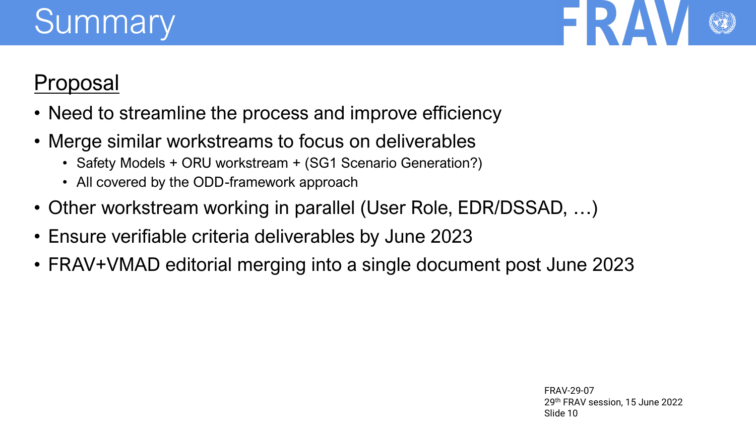# Summary

## Proposal

- Need to streamline the process and improve efficiency
- Merge similar workstreams to focus on deliverables
  - Safety Models + ORU workstream + (SG1 Scenario Generation?)
  - All covered by the ODD-framework approach
- Other workstream working in parallel (User Role, EDR/DSSAD, …)
- Ensure verifiable criteria deliverables by June 2023
- FRAV+VMAD editorial merging into a single document post June 2023

FRAV-29-07
29th FRAV session, 15 June 2022
Slide 10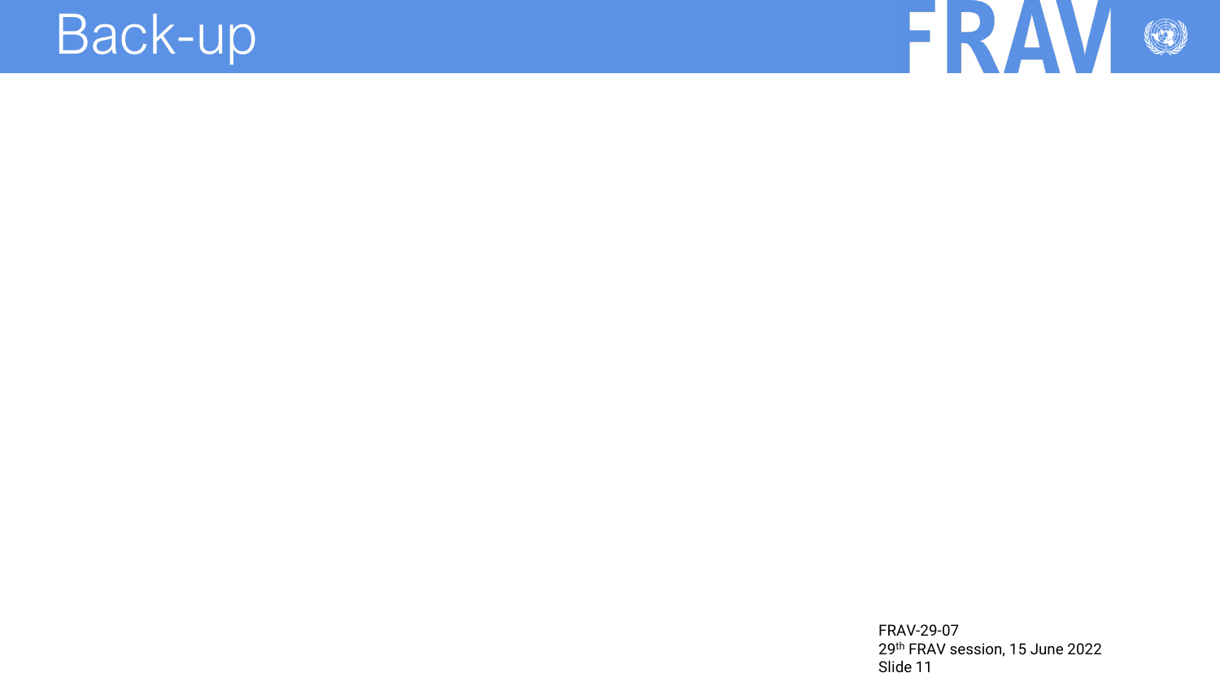# Back-up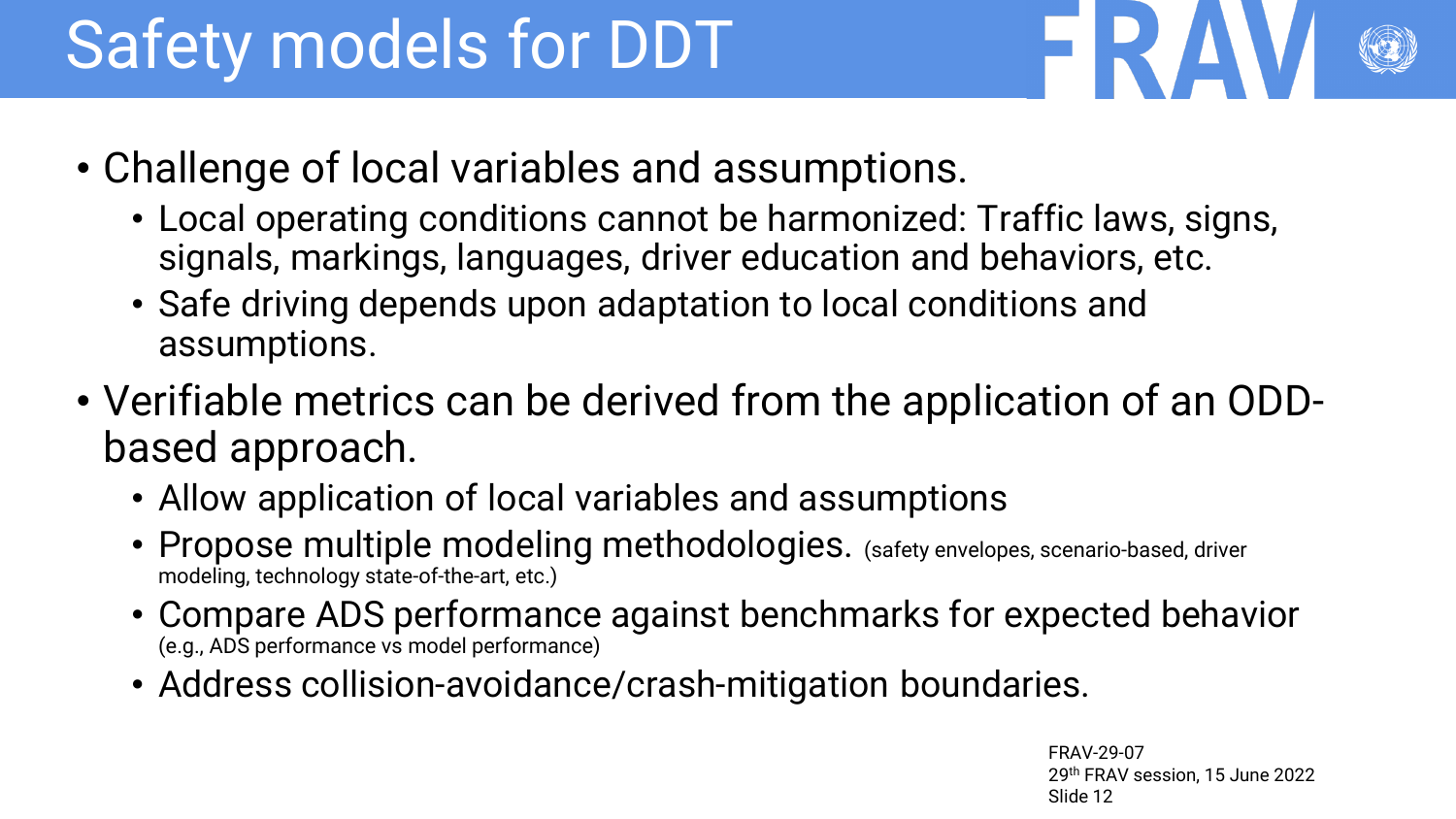# Safety models for DDT

- Challenge of local variables and assumptions.
  - Local operating conditions cannot be harmonized: Traffic laws, signs, signals, markings, languages, driver education and behaviors, etc.
  - Safe driving depends upon adaptation to local conditions and assumptions.
- Verifiable metrics can be derived from the application of an ODD-based approach.
  - Allow application of local variables and assumptions
  - Propose multiple modeling methodologies. (safety envelopes, scenario-based, driver modeling, technology state-of-the-art, etc.)
  - Compare ADS performance against benchmarks for expected behavior (e.g., ADS performance vs model performance)
  - Address collision-avoidance/crash-mitigation boundaries.

FRAV-29-07
29th FRAV session, 15 June 2022
Slide 12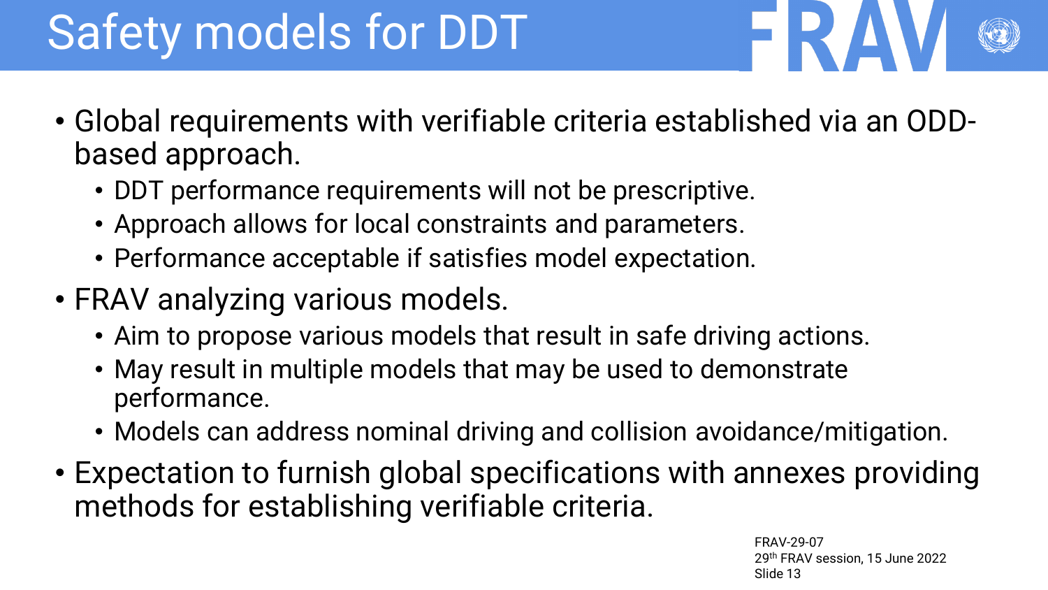# Safety models for DDT

- Global requirements with verifiable criteria established via an ODD-based approach.
  - DDT performance requirements will not be prescriptive.
  - Approach allows for local constraints and parameters.
  - Performance acceptable if satisfies model expectation.
- FRAV analyzing various models.
  - Aim to propose various models that result in safe driving actions.
  - May result in multiple models that may be used to demonstrate performance.
  - Models can address nominal driving and collision avoidance/mitigation.
- Expectation to furnish global specifications with annexes providing methods for establishing verifiable criteria.

FRAV-29-07
29th FRAV session, 15 June 2022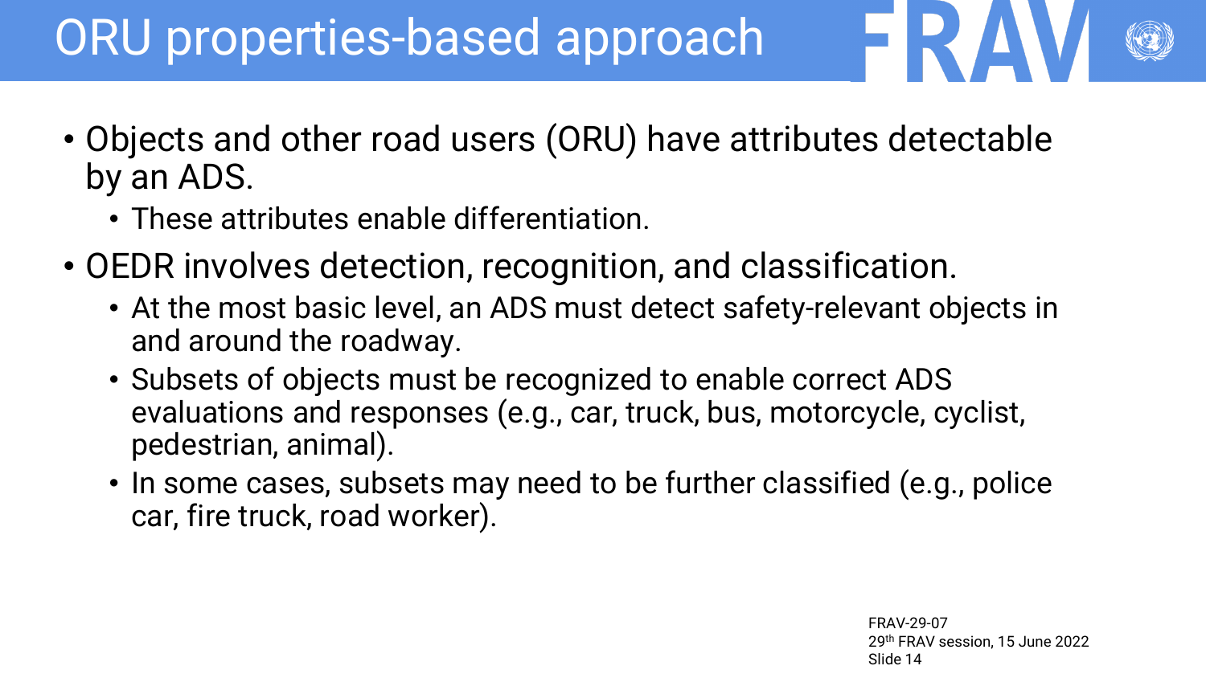# ORU properties-based approach

- Objects and other road users (ORU) have attributes detectable by an ADS.
  - These attributes enable differentiation.
- OEDR involves detection, recognition, and classification.
  - At the most basic level, an ADS must detect safety-relevant objects in and around the roadway.
  - Subsets of objects must be recognized to enable correct ADS evaluations and responses (e.g., car, truck, bus, motorcycle, cyclist, pedestrian, animal).
  - In some cases, subsets may need to be further classified (e.g., police car, fire truck, road worker).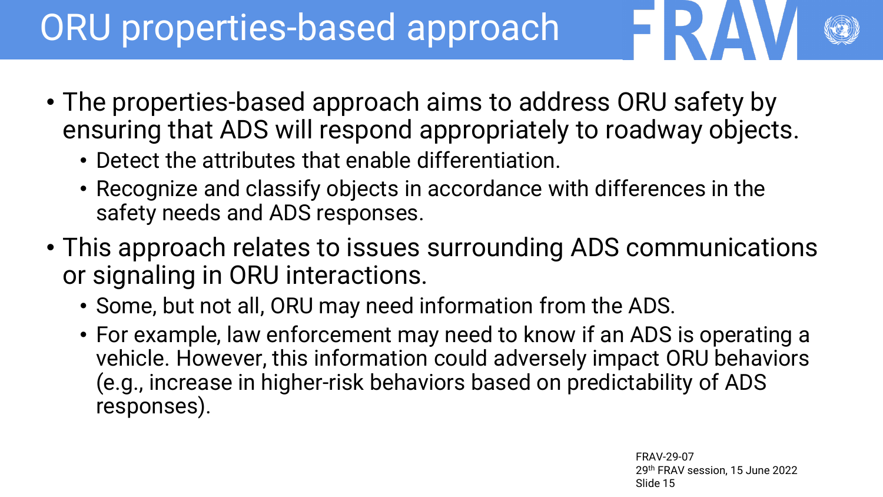# ORU properties-based approach

- The properties-based approach aims to address ORU safety by ensuring that ADS will respond appropriately to roadway objects.
  - Detect the attributes that enable differentiation.
  - Recognize and classify objects in accordance with differences in the safety needs and ADS responses.
- This approach relates to issues surrounding ADS communications or signaling in ORU interactions.
  - Some, but not all, ORU may need information from the ADS.
  - For example, law enforcement may need to know if an ADS is operating a vehicle. However, this information could adversely impact ORU behaviors (e.g., increase in higher-risk behaviors based on predictability of ADS responses).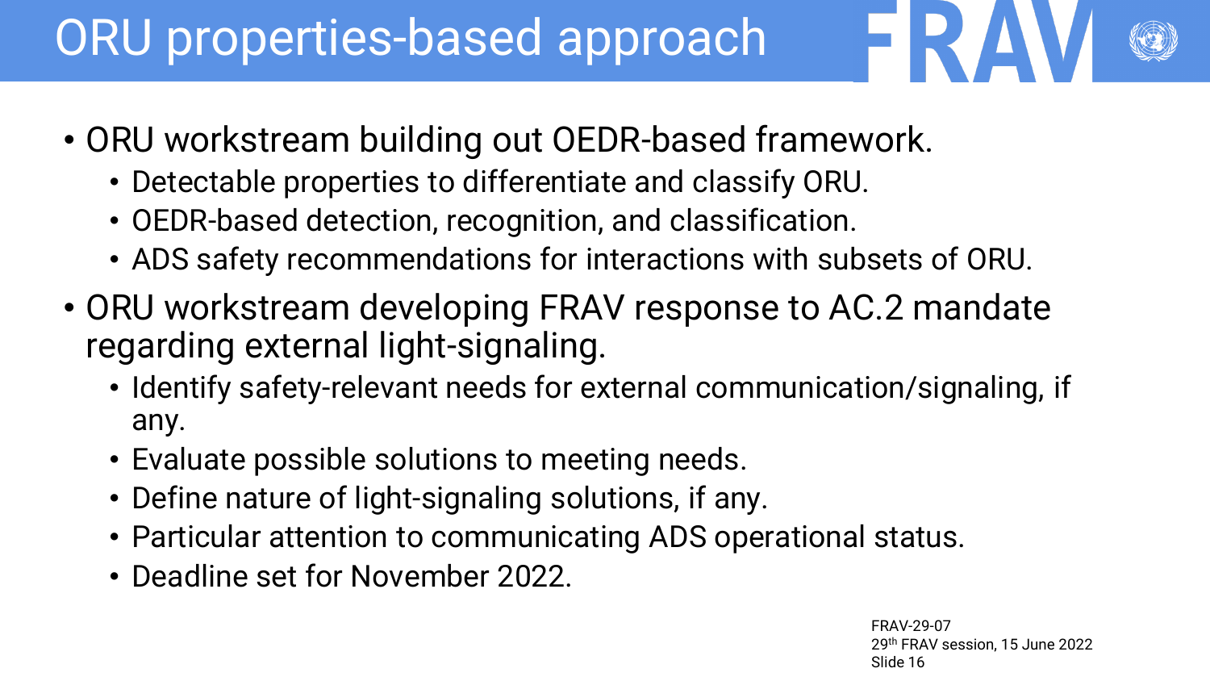# ORU properties-based approach

- ORU workstream building out OEDR-based framework.
  - Detectable properties to differentiate and classify ORU.
  - OEDR-based detection, recognition, and classification.
  - ADS safety recommendations for interactions with subsets of ORU.
- ORU workstream developing FRAV response to AC.2 mandate regarding external light-signaling.
  - Identify safety-relevant needs for external communication/signaling, if any.
  - Evaluate possible solutions to meeting needs.
  - Define nature of light-signaling solutions, if any.
  - Particular attention to communicating ADS operational status.
  - Deadline set for November 2022.